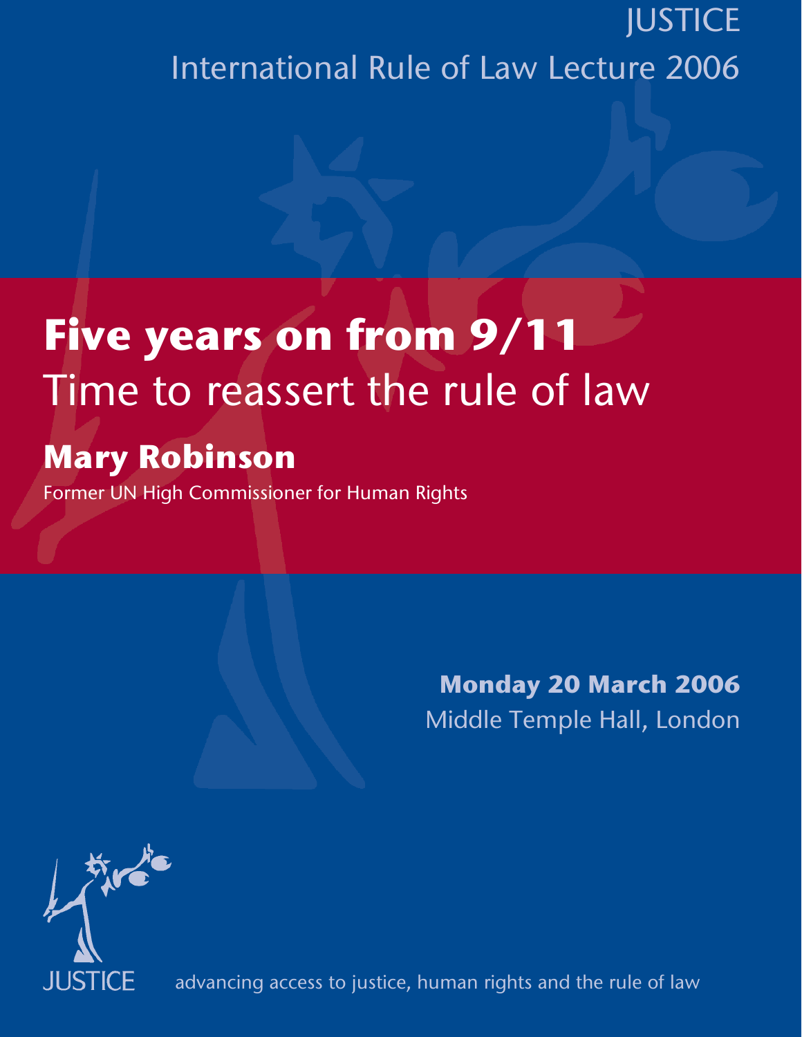JUSTICE

International Rule of Law Lecture 2006

# Five years on from 9/11

## Time to reassert the rule of law

**Mary Robinson**

Former UN High Commissioner for Human Rights

**Monday 20 March 2006**

Middle Temple Hall, London

JUSTICE

advancing access to justice, human rights and the rule of law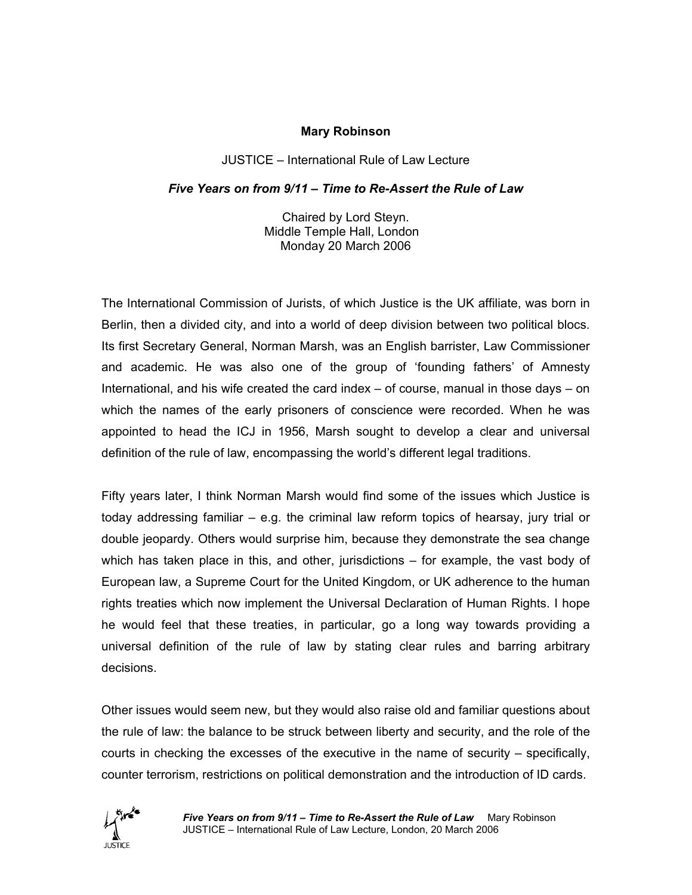**Mary Robinson**

JUSTICE – International Rule of Law Lecture

***Five Years on from 9/11 – Time to Re-Assert the Rule of Law***

Chaired by Lord Steyn.
Middle Temple Hall, London
Monday 20 March 2006

The International Commission of Jurists, of which Justice is the UK affiliate, was born in Berlin, then a divided city, and into a world of deep division between two political blocs. Its first Secretary General, Norman Marsh, was an English barrister, Law Commissioner and academic. He was also one of the group of 'founding fathers' of Amnesty International, and his wife created the card index – of course, manual in those days – on which the names of the early prisoners of conscience were recorded. When he was appointed to head the ICJ in 1956, Marsh sought to develop a clear and universal definition of the rule of law, encompassing the world's different legal traditions.

Fifty years later, I think Norman Marsh would find some of the issues which Justice is today addressing familiar – e.g. the criminal law reform topics of hearsay, jury trial or double jeopardy. Others would surprise him, because they demonstrate the sea change which has taken place in this, and other, jurisdictions – for example, the vast body of European law, a Supreme Court for the United Kingdom, or UK adherence to the human rights treaties which now implement the Universal Declaration of Human Rights. I hope he would feel that these treaties, in particular, go a long way towards providing a universal definition of the rule of law by stating clear rules and barring arbitrary decisions.

Other issues would seem new, but they would also raise old and familiar questions about the rule of law: the balance to be struck between liberty and security, and the role of the courts in checking the excesses of the executive in the name of security – specifically, counter terrorism, restrictions on political demonstration and the introduction of ID cards.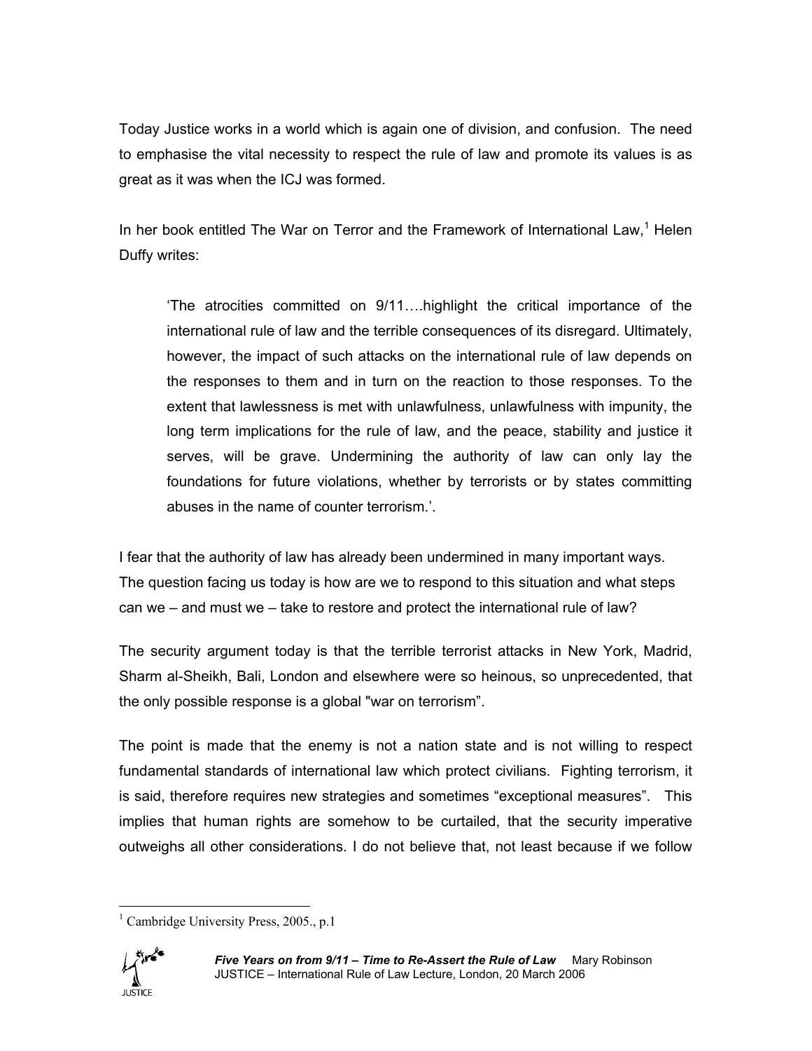Today Justice works in a world which is again one of division, and confusion. The need to emphasise the vital necessity to respect the rule of law and promote its values is as great as it was when the ICJ was formed.

In her book entitled The War on Terror and the Framework of International Law,[1] Helen Duffy writes:

> 'The atrocities committed on 9/11….highlight the critical importance of the international rule of law and the terrible consequences of its disregard. Ultimately, however, the impact of such attacks on the international rule of law depends on the responses to them and in turn on the reaction to those responses. To the extent that lawlessness is met with unlawfulness, unlawfulness with impunity, the long term implications for the rule of law, and the peace, stability and justice it serves, will be grave. Undermining the authority of law can only lay the foundations for future violations, whether by terrorists or by states committing abuses in the name of counter terrorism.'.

I fear that the authority of law has already been undermined in many important ways. The question facing us today is how are we to respond to this situation and what steps can we – and must we – take to restore and protect the international rule of law?

The security argument today is that the terrible terrorist attacks in New York, Madrid, Sharm al-Sheikh, Bali, London and elsewhere were so heinous, so unprecedented, that the only possible response is a global "war on terrorism".

The point is made that the enemy is not a nation state and is not willing to respect fundamental standards of international law which protect civilians. Fighting terrorism, it is said, therefore requires new strategies and sometimes "exceptional measures". This implies that human rights are somehow to be curtailed, that the security imperative outweighs all other considerations. I do not believe that, not least because if we follow

---

[1] Cambridge University Press, 2005., p.1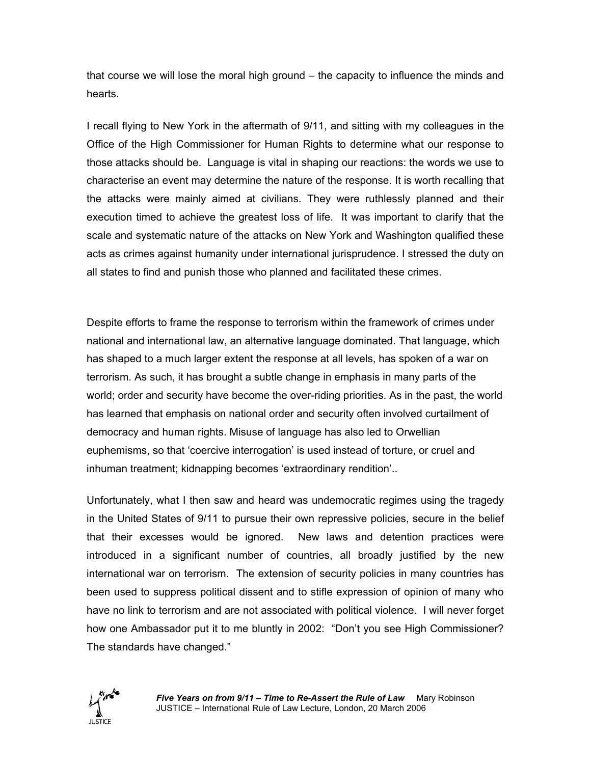that course we will lose the moral high ground – the capacity to influence the minds and hearts.

I recall flying to New York in the aftermath of 9/11, and sitting with my colleagues in the Office of the High Commissioner for Human Rights to determine what our response to those attacks should be. Language is vital in shaping our reactions: the words we use to characterise an event may determine the nature of the response. It is worth recalling that the attacks were mainly aimed at civilians. They were ruthlessly planned and their execution timed to achieve the greatest loss of life. It was important to clarify that the scale and systematic nature of the attacks on New York and Washington qualified these acts as crimes against humanity under international jurisprudence. I stressed the duty on all states to find and punish those who planned and facilitated these crimes.

Despite efforts to frame the response to terrorism within the framework of crimes under national and international law, an alternative language dominated. That language, which has shaped to a much larger extent the response at all levels, has spoken of a war on terrorism. As such, it has brought a subtle change in emphasis in many parts of the world; order and security have become the over-riding priorities. As in the past, the world has learned that emphasis on national order and security often involved curtailment of democracy and human rights. Misuse of language has also led to Orwellian euphemisms, so that 'coercive interrogation' is used instead of torture, or cruel and inhuman treatment; kidnapping becomes 'extraordinary rendition'..

Unfortunately, what I then saw and heard was undemocratic regimes using the tragedy in the United States of 9/11 to pursue their own repressive policies, secure in the belief that their excesses would be ignored. New laws and detention practices were introduced in a significant number of countries, all broadly justified by the new international war on terrorism. The extension of security policies in many countries has been used to suppress political dissent and to stifle expression of opinion of many who have no link to terrorism and are not associated with political violence. I will never forget how one Ambassador put it to me bluntly in 2002: "Don't you see High Commissioner? The standards have changed."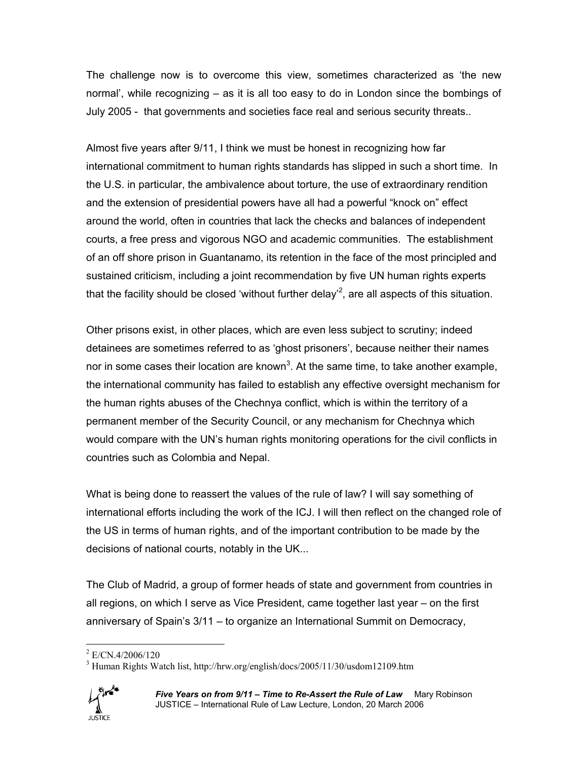The challenge now is to overcome this view, sometimes characterized as 'the new normal', while recognizing – as it is all too easy to do in London since the bombings of July 2005 - that governments and societies face real and serious security threats..

Almost five years after 9/11, I think we must be honest in recognizing how far international commitment to human rights standards has slipped in such a short time. In the U.S. in particular, the ambivalence about torture, the use of extraordinary rendition and the extension of presidential powers have all had a powerful "knock on" effect around the world, often in countries that lack the checks and balances of independent courts, a free press and vigorous NGO and academic communities. The establishment of an off shore prison in Guantanamo, its retention in the face of the most principled and sustained criticism, including a joint recommendation by five UN human rights experts that the facility should be closed 'without further delay'[2], are all aspects of this situation.

Other prisons exist, in other places, which are even less subject to scrutiny; indeed detainees are sometimes referred to as 'ghost prisoners', because neither their names nor in some cases their location are known[3]. At the same time, to take another example, the international community has failed to establish any effective oversight mechanism for the human rights abuses of the Chechnya conflict, which is within the territory of a permanent member of the Security Council, or any mechanism for Chechnya which would compare with the UN's human rights monitoring operations for the civil conflicts in countries such as Colombia and Nepal.

What is being done to reassert the values of the rule of law? I will say something of international efforts including the work of the ICJ. I will then reflect on the changed role of the US in terms of human rights, and of the important contribution to be made by the decisions of national courts, notably in the UK...

The Club of Madrid, a group of former heads of state and government from countries in all regions, on which I serve as Vice President, came together last year – on the first anniversary of Spain's 3/11 – to organize an International Summit on Democracy,

---

[2] E/CN.4/2006/120

[3] Human Rights Watch list, http://hrw.org/english/docs/2005/11/30/usdom12109.htm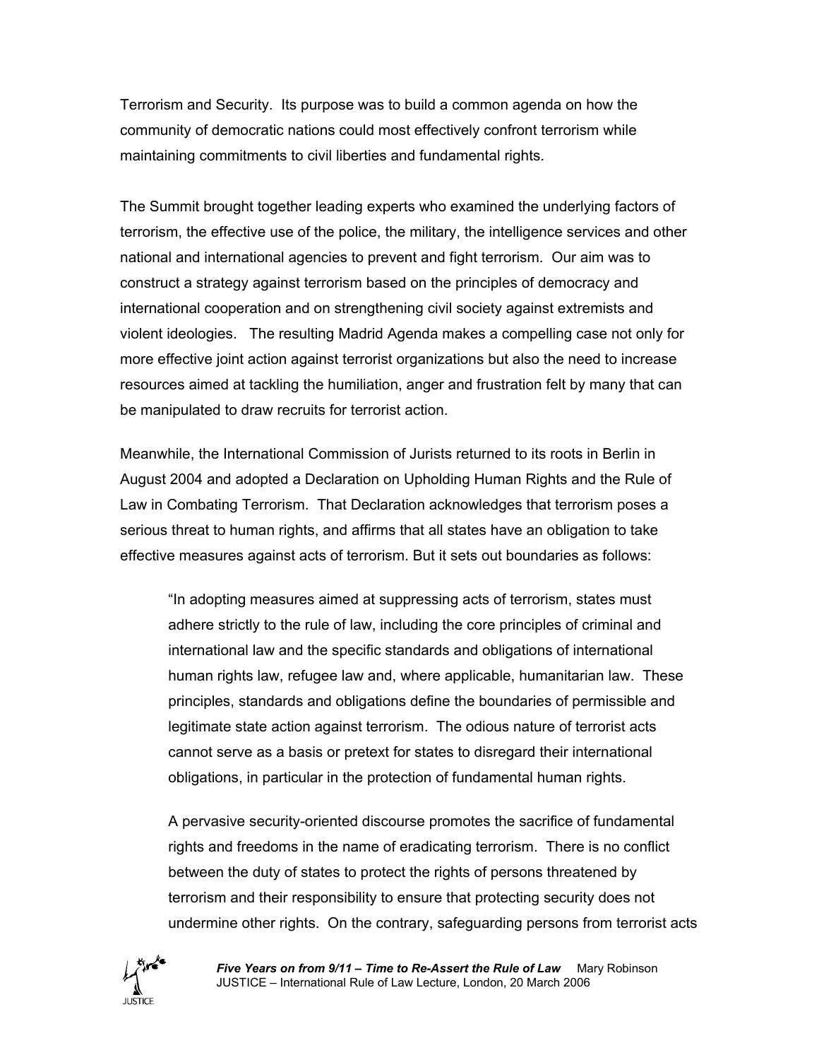Terrorism and Security. Its purpose was to build a common agenda on how the community of democratic nations could most effectively confront terrorism while maintaining commitments to civil liberties and fundamental rights.

The Summit brought together leading experts who examined the underlying factors of terrorism, the effective use of the police, the military, the intelligence services and other national and international agencies to prevent and fight terrorism. Our aim was to construct a strategy against terrorism based on the principles of democracy and international cooperation and on strengthening civil society against extremists and violent ideologies. The resulting Madrid Agenda makes a compelling case not only for more effective joint action against terrorist organizations but also the need to increase resources aimed at tackling the humiliation, anger and frustration felt by many that can be manipulated to draw recruits for terrorist action.

Meanwhile, the International Commission of Jurists returned to its roots in Berlin in August 2004 and adopted a Declaration on Upholding Human Rights and the Rule of Law in Combating Terrorism. That Declaration acknowledges that terrorism poses a serious threat to human rights, and affirms that all states have an obligation to take effective measures against acts of terrorism. But it sets out boundaries as follows:

> "In adopting measures aimed at suppressing acts of terrorism, states must adhere strictly to the rule of law, including the core principles of criminal and international law and the specific standards and obligations of international human rights law, refugee law and, where applicable, humanitarian law. These principles, standards and obligations define the boundaries of permissible and legitimate state action against terrorism. The odious nature of terrorist acts cannot serve as a basis or pretext for states to disregard their international obligations, in particular in the protection of fundamental human rights.
>
> A pervasive security-oriented discourse promotes the sacrifice of fundamental rights and freedoms in the name of eradicating terrorism. There is no conflict between the duty of states to protect the rights of persons threatened by terrorism and their responsibility to ensure that protecting security does not undermine other rights. On the contrary, safeguarding persons from terrorist acts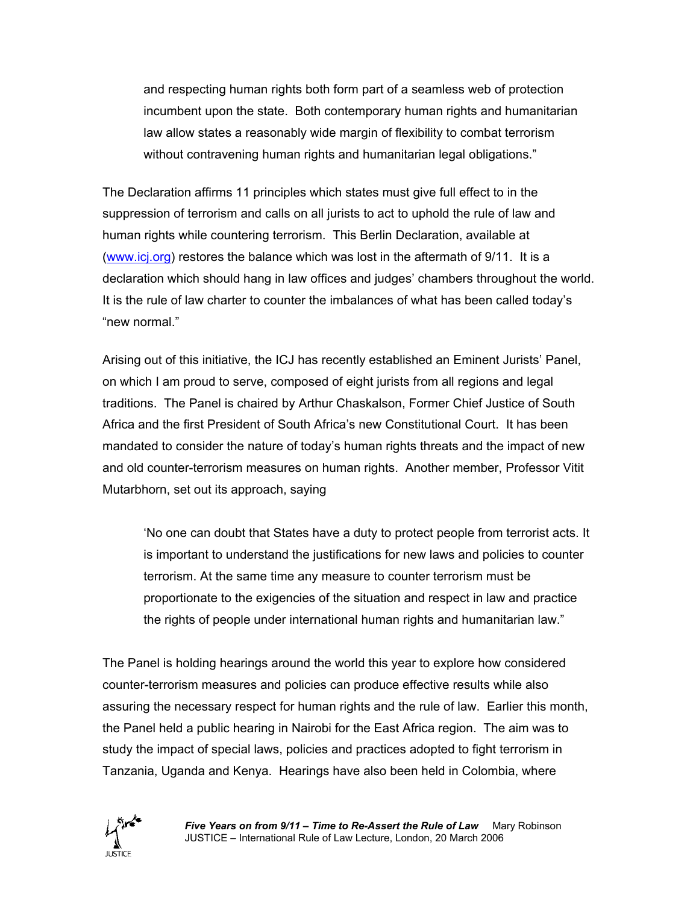> and respecting human rights both form part of a seamless web of protection incumbent upon the state. Both contemporary human rights and humanitarian law allow states a reasonably wide margin of flexibility to combat terrorism without contravening human rights and humanitarian legal obligations."

The Declaration affirms 11 principles which states must give full effect to in the suppression of terrorism and calls on all jurists to act to uphold the rule of law and human rights while countering terrorism. This Berlin Declaration, available at (www.icj.org) restores the balance which was lost in the aftermath of 9/11. It is a declaration which should hang in law offices and judges' chambers throughout the world. It is the rule of law charter to counter the imbalances of what has been called today's "new normal."

Arising out of this initiative, the ICJ has recently established an Eminent Jurists' Panel, on which I am proud to serve, composed of eight jurists from all regions and legal traditions. The Panel is chaired by Arthur Chaskalson, Former Chief Justice of South Africa and the first President of South Africa's new Constitutional Court. It has been mandated to consider the nature of today's human rights threats and the impact of new and old counter-terrorism measures on human rights. Another member, Professor Vitit Mutarbhorn, set out its approach, saying

> 'No one can doubt that States have a duty to protect people from terrorist acts. It is important to understand the justifications for new laws and policies to counter terrorism. At the same time any measure to counter terrorism must be proportionate to the exigencies of the situation and respect in law and practice the rights of people under international human rights and humanitarian law."

The Panel is holding hearings around the world this year to explore how considered counter-terrorism measures and policies can produce effective results while also assuring the necessary respect for human rights and the rule of law. Earlier this month, the Panel held a public hearing in Nairobi for the East Africa region. The aim was to study the impact of special laws, policies and practices adopted to fight terrorism in Tanzania, Uganda and Kenya. Hearings have also been held in Colombia, where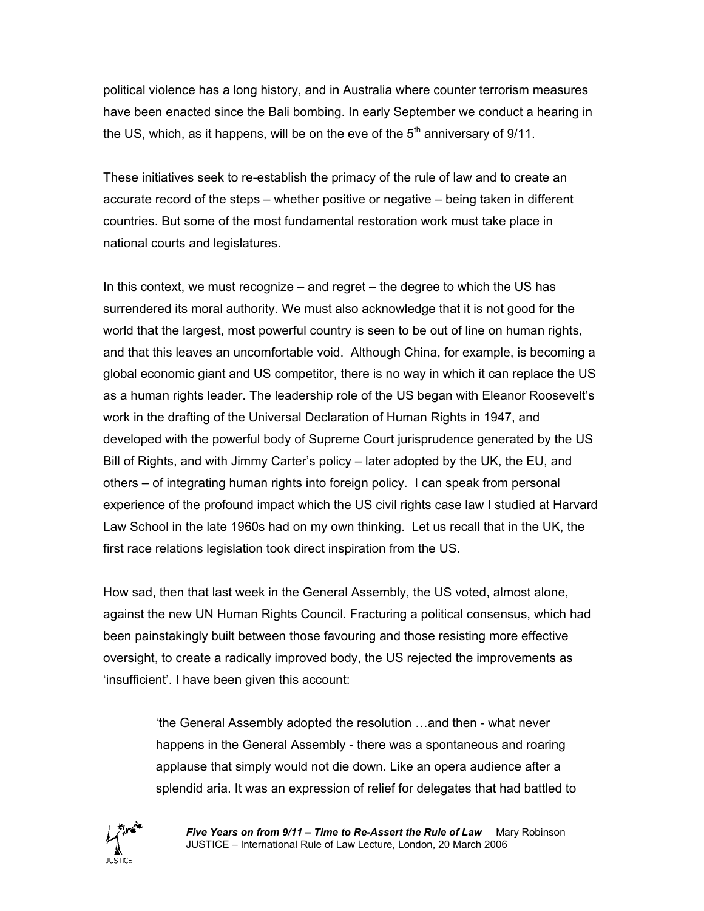political violence has a long history, and in Australia where counter terrorism measures have been enacted since the Bali bombing. In early September we conduct a hearing in the US, which, as it happens, will be on the eve of the 5th anniversary of 9/11.

These initiatives seek to re-establish the primacy of the rule of law and to create an accurate record of the steps – whether positive or negative – being taken in different countries. But some of the most fundamental restoration work must take place in national courts and legislatures.

In this context, we must recognize – and regret – the degree to which the US has surrendered its moral authority. We must also acknowledge that it is not good for the world that the largest, most powerful country is seen to be out of line on human rights, and that this leaves an uncomfortable void. Although China, for example, is becoming a global economic giant and US competitor, there is no way in which it can replace the US as a human rights leader. The leadership role of the US began with Eleanor Roosevelt's work in the drafting of the Universal Declaration of Human Rights in 1947, and developed with the powerful body of Supreme Court jurisprudence generated by the US Bill of Rights, and with Jimmy Carter's policy – later adopted by the UK, the EU, and others – of integrating human rights into foreign policy. I can speak from personal experience of the profound impact which the US civil rights case law I studied at Harvard Law School in the late 1960s had on my own thinking. Let us recall that in the UK, the first race relations legislation took direct inspiration from the US.

How sad, then that last week in the General Assembly, the US voted, almost alone, against the new UN Human Rights Council. Fracturing a political consensus, which had been painstakingly built between those favouring and those resisting more effective oversight, to create a radically improved body, the US rejected the improvements as 'insufficient'. I have been given this account:

> 'the General Assembly adopted the resolution …and then - what never happens in the General Assembly - there was a spontaneous and roaring applause that simply would not die down. Like an opera audience after a splendid aria. It was an expression of relief for delegates that had battled to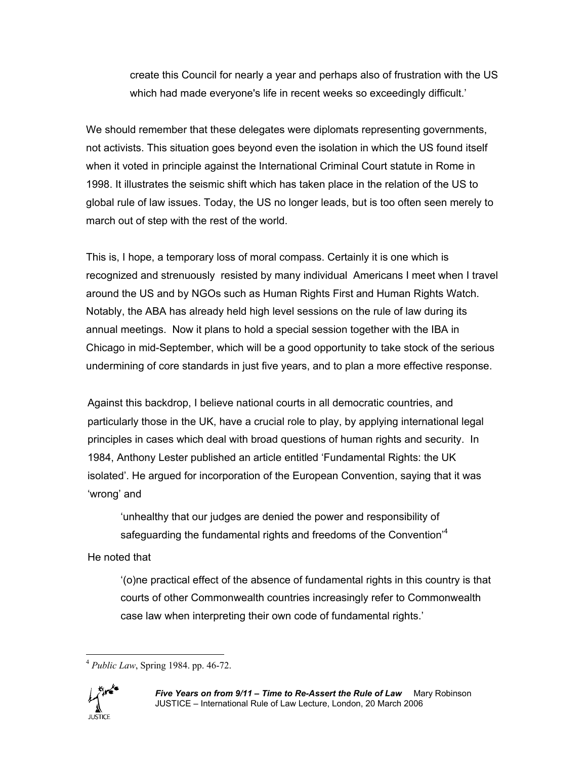> create this Council for nearly a year and perhaps also of frustration with the US which had made everyone's life in recent weeks so exceedingly difficult.'

We should remember that these delegates were diplomats representing governments, not activists. This situation goes beyond even the isolation in which the US found itself when it voted in principle against the International Criminal Court statute in Rome in 1998. It illustrates the seismic shift which has taken place in the relation of the US to global rule of law issues. Today, the US no longer leads, but is too often seen merely to march out of step with the rest of the world.

This is, I hope, a temporary loss of moral compass. Certainly it is one which is recognized and strenuously resisted by many individual Americans I meet when I travel around the US and by NGOs such as Human Rights First and Human Rights Watch. Notably, the ABA has already held high level sessions on the rule of law during its annual meetings. Now it plans to hold a special session together with the IBA in Chicago in mid-September, which will be a good opportunity to take stock of the serious undermining of core standards in just five years, and to plan a more effective response.

Against this backdrop, I believe national courts in all democratic countries, and particularly those in the UK, have a crucial role to play, by applying international legal principles in cases which deal with broad questions of human rights and security. In 1984, Anthony Lester published an article entitled 'Fundamental Rights: the UK isolated'. He argued for incorporation of the European Convention, saying that it was 'wrong' and

> 'unhealthy that our judges are denied the power and responsibility of safeguarding the fundamental rights and freedoms of the Convention'[4]

He noted that

> '(o)ne practical effect of the absence of fundamental rights in this country is that courts of other Commonwealth countries increasingly refer to Commonwealth case law when interpreting their own code of fundamental rights.'

---

[4] *Public Law*, Spring 1984. pp. 46-72.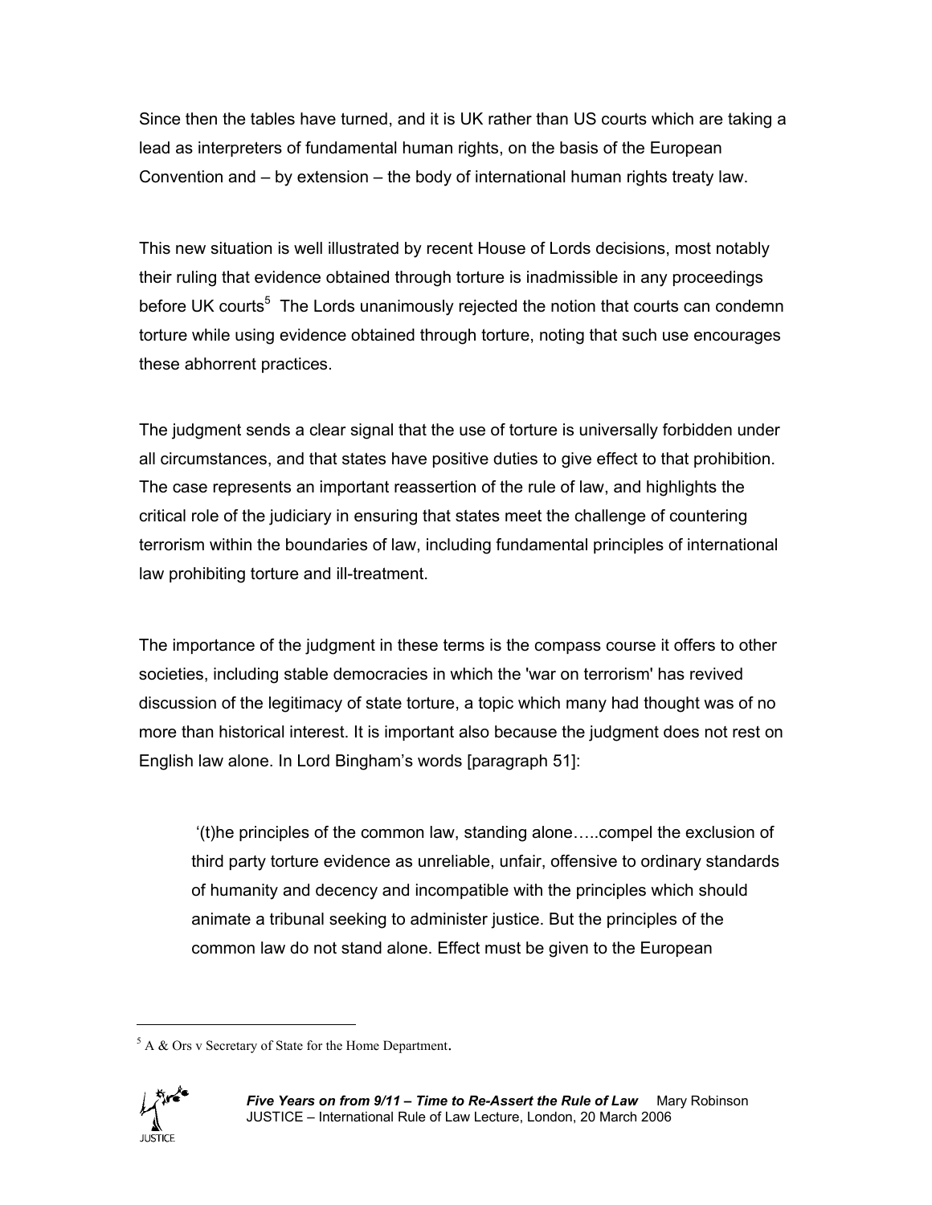Since then the tables have turned, and it is UK rather than US courts which are taking a lead as interpreters of fundamental human rights, on the basis of the European Convention and – by extension – the body of international human rights treaty law.

This new situation is well illustrated by recent House of Lords decisions, most notably their ruling that evidence obtained through torture is inadmissible in any proceedings before UK courts[5] The Lords unanimously rejected the notion that courts can condemn torture while using evidence obtained through torture, noting that such use encourages these abhorrent practices.

The judgment sends a clear signal that the use of torture is universally forbidden under all circumstances, and that states have positive duties to give effect to that prohibition. The case represents an important reassertion of the rule of law, and highlights the critical role of the judiciary in ensuring that states meet the challenge of countering terrorism within the boundaries of law, including fundamental principles of international law prohibiting torture and ill-treatment.

The importance of the judgment in these terms is the compass course it offers to other societies, including stable democracies in which the 'war on terrorism' has revived discussion of the legitimacy of state torture, a topic which many had thought was of no more than historical interest. It is important also because the judgment does not rest on English law alone. In Lord Bingham's words [paragraph 51]:

> '(t)he principles of the common law, standing alone…..compel the exclusion of third party torture evidence as unreliable, unfair, offensive to ordinary standards of humanity and decency and incompatible with the principles which should animate a tribunal seeking to administer justice. But the principles of the common law do not stand alone. Effect must be given to the European

---

[5] A & Ors v Secretary of State for the Home Department.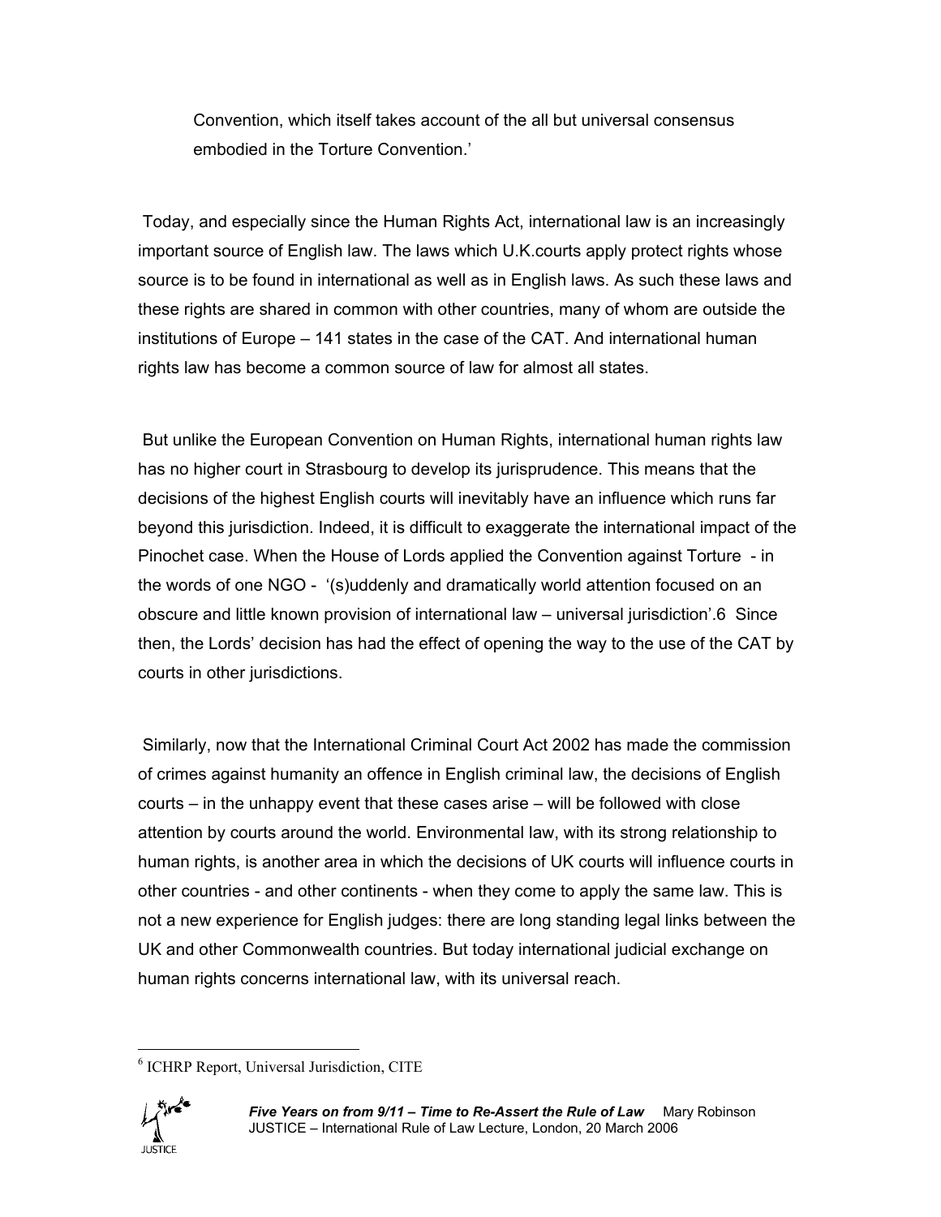Convention, which itself takes account of the all but universal consensus embodied in the Torture Convention.'

Today, and especially since the Human Rights Act, international law is an increasingly important source of English law. The laws which U.K.courts apply protect rights whose source is to be found in international as well as in English laws. As such these laws and these rights are shared in common with other countries, many of whom are outside the institutions of Europe – 141 states in the case of the CAT. And international human rights law has become a common source of law for almost all states.

But unlike the European Convention on Human Rights, international human rights law has no higher court in Strasbourg to develop its jurisprudence. This means that the decisions of the highest English courts will inevitably have an influence which runs far beyond this jurisdiction. Indeed, it is difficult to exaggerate the international impact of the Pinochet case. When the House of Lords applied the Convention against Torture - in the words of one NGO - '(s)uddenly and dramatically world attention focused on an obscure and little known provision of international law – universal jurisdiction'.[6] Since then, the Lords' decision has had the effect of opening the way to the use of the CAT by courts in other jurisdictions.

Similarly, now that the International Criminal Court Act 2002 has made the commission of crimes against humanity an offence in English criminal law, the decisions of English courts – in the unhappy event that these cases arise – will be followed with close attention by courts around the world. Environmental law, with its strong relationship to human rights, is another area in which the decisions of UK courts will influence courts in other countries - and other continents - when they come to apply the same law. This is not a new experience for English judges: there are long standing legal links between the UK and other Commonwealth countries. But today international judicial exchange on human rights concerns international law, with its universal reach.

[6] ICHRP Report, Universal Jurisdiction, CITE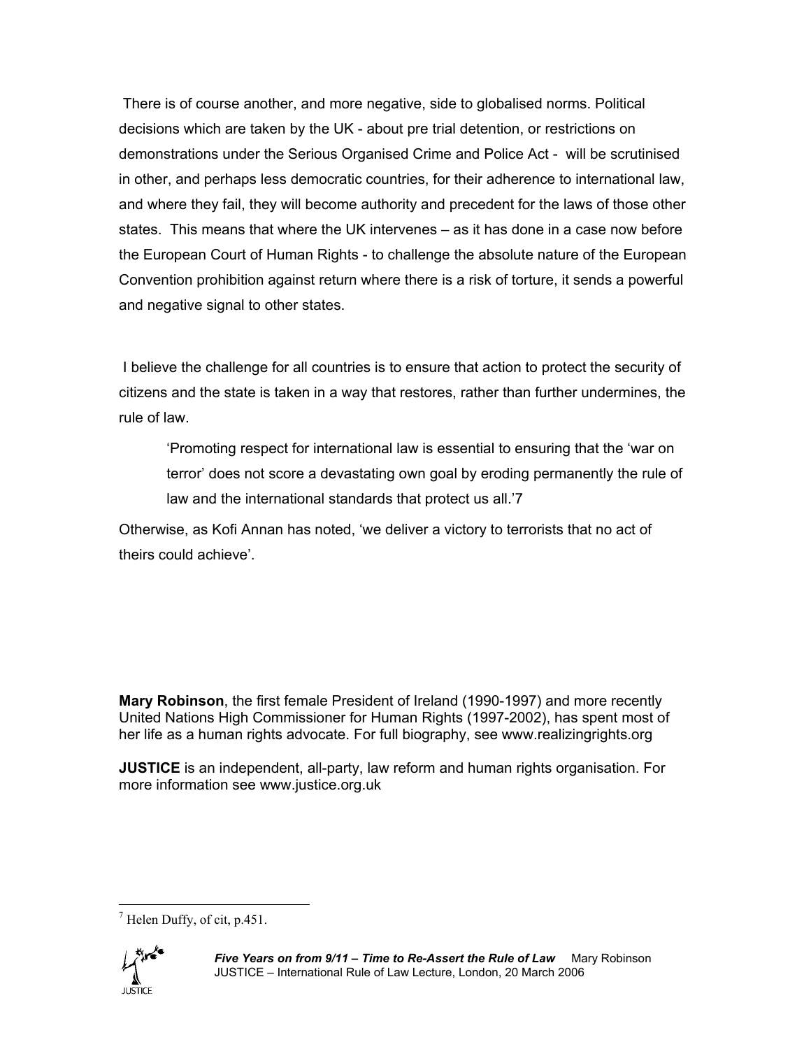There is of course another, and more negative, side to globalised norms. Political decisions which are taken by the UK - about pre trial detention, or restrictions on demonstrations under the Serious Organised Crime and Police Act - will be scrutinised in other, and perhaps less democratic countries, for their adherence to international law, and where they fail, they will become authority and precedent for the laws of those other states. This means that where the UK intervenes – as it has done in a case now before the European Court of Human Rights - to challenge the absolute nature of the European Convention prohibition against return where there is a risk of torture, it sends a powerful and negative signal to other states.

I believe the challenge for all countries is to ensure that action to protect the security of citizens and the state is taken in a way that restores, rather than further undermines, the rule of law.

> 'Promoting respect for international law is essential to ensuring that the 'war on terror' does not score a devastating own goal by eroding permanently the rule of law and the international standards that protect us all.'[7]

Otherwise, as Kofi Annan has noted, 'we deliver a victory to terrorists that no act of theirs could achieve'.

**Mary Robinson**, the first female President of Ireland (1990-1997) and more recently United Nations High Commissioner for Human Rights (1997-2002), has spent most of her life as a human rights advocate. For full biography, see www.realizingrights.org

**JUSTICE** is an independent, all-party, law reform and human rights organisation. For more information see www.justice.org.uk

---

[7] Helen Duffy, of cit, p.451.